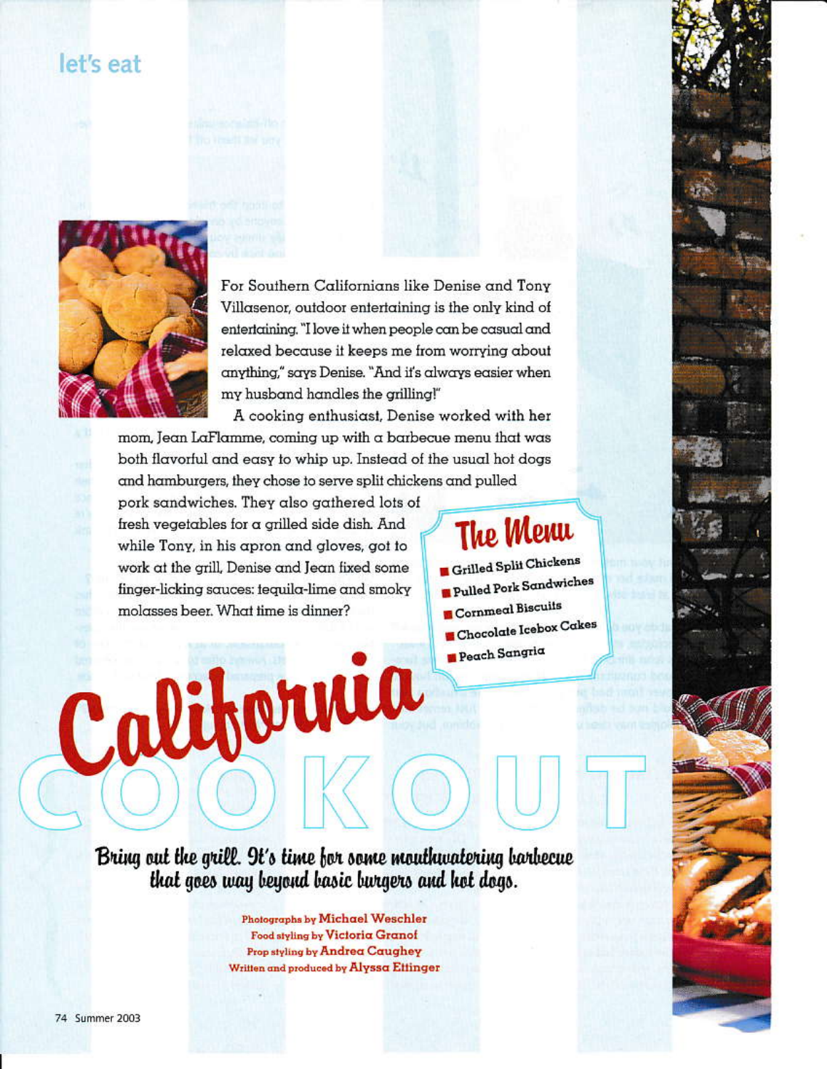# California COOKOUT

*Bring out the grill. It's time for some mouthwatering barbecue that goes way beyond basic burgers and hot dogs.*

Photographs by **Michael Weschler**
Food styling by **Victoria Granof**
Prop styling by **Andrea Caughey**
Written and produced by **Alyssa Ettinger**

For Southern Californians like Denise and Tony Villasenor, outdoor entertaining is the only kind of entertaining. "I love it when people can be casual and relaxed because it keeps me from worrying about anything," says Denise. "And it's always easier when my husband handles the grilling!"

A cooking enthusiast, Denise worked with her mom, Jean LaFlamme, coming up with a barbecue menu that was both flavorful and easy to whip up. Instead of the usual hot dogs and hamburgers, they chose to serve split chickens and pulled pork sandwiches. They also gathered lots of fresh vegetables for a grilled side dish. And while Tony, in his apron and gloves, got to work at the grill, Denise and Jean fixed some finger-licking sauces: tequila-lime and smoky molasses beer. What time is dinner?

## The Menu

- Grilled Split Chickens
- Pulled Pork Sandwiches
- Cornmeal Biscuits
- Chocolate Icebox Cakes
- Peach Sangria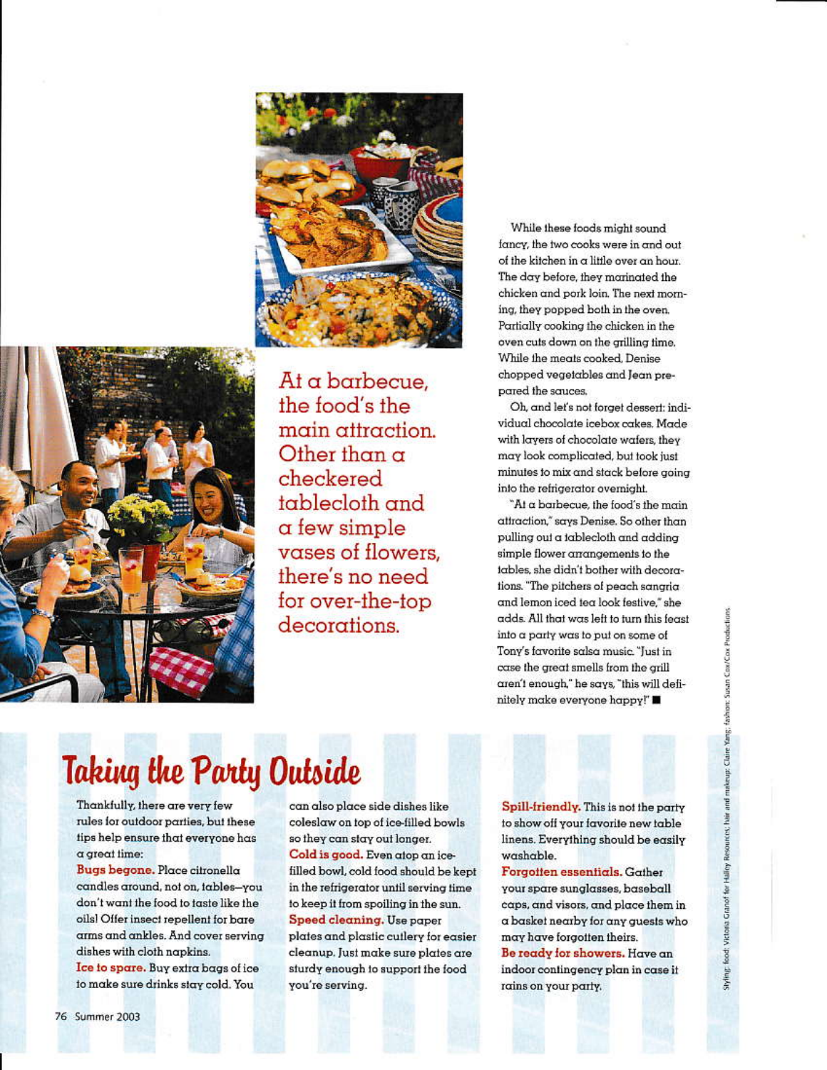At a barbecue, the food's the main attraction. Other than a checkered tablecloth and a few simple vases of flowers, there's no need for over-the-top decorations.

While these foods might sound fancy, the two cooks were in and out of the kitchen in a little over an hour. The day before, they marinated the chicken and pork loin. The next morning, they popped both in the oven. Partially cooking the chicken in the oven cuts down on the grilling time. While the meats cooked, Denise chopped vegetables and Jean prepared the sauces.

Oh, and let's not forget dessert: individual chocolate icebox cakes. Made with layers of chocolate wafers, they may look complicated, but took just minutes to mix and stack before going into the refrigerator overnight.

"At a barbecue, the food's the main attraction," says Denise. So other than pulling out a tablecloth and adding simple flower arrangements to the tables, she didn't bother with decorations. "The pitchers of peach sangria and lemon iced tea look festive," she adds. All that was left to turn this feast into a party was to put on some of Tony's favorite salsa music. "Just in case the great smells from the grill aren't enough," he says, "this will definitely make everyone happy!" ■

## Taking the Party Outside

Thankfully, there are very few rules for outdoor parties, but these tips help ensure that everyone has a great time:

**Bugs begone.** Place citronella candles around, not on, tables—you don't want the food to taste like the oils! Offer insect repellent for bare arms and ankles. And cover serving dishes with cloth napkins.

**Ice to spare.** Buy extra bags of ice to make sure drinks stay cold. You can also place side dishes like coleslaw on top of ice-filled bowls so they can stay out longer.

**Cold is good.** Even atop an ice-filled bowl, cold food should be kept in the refrigerator until serving time to keep it from spoiling in the sun.

**Speed cleaning.** Use paper plates and plastic cutlery for easier cleanup. Just make sure plates are sturdy enough to support the food you're serving.

**Spill-friendly.** This is not the party to show off your favorite new table linens. Everything should be easily washable.

**Forgotten essentials.** Gather your spare sunglasses, baseball caps, and visors, and place them in a basket nearby for any guests who may have forgotten theirs.

**Be ready for showers.** Have an indoor contingency plan in case it rains on your party.

Styling: food: Victoria Granof for Halley Resources; hair and makeup: Claire Yang; fashion: Susan Cox/Cox Productions.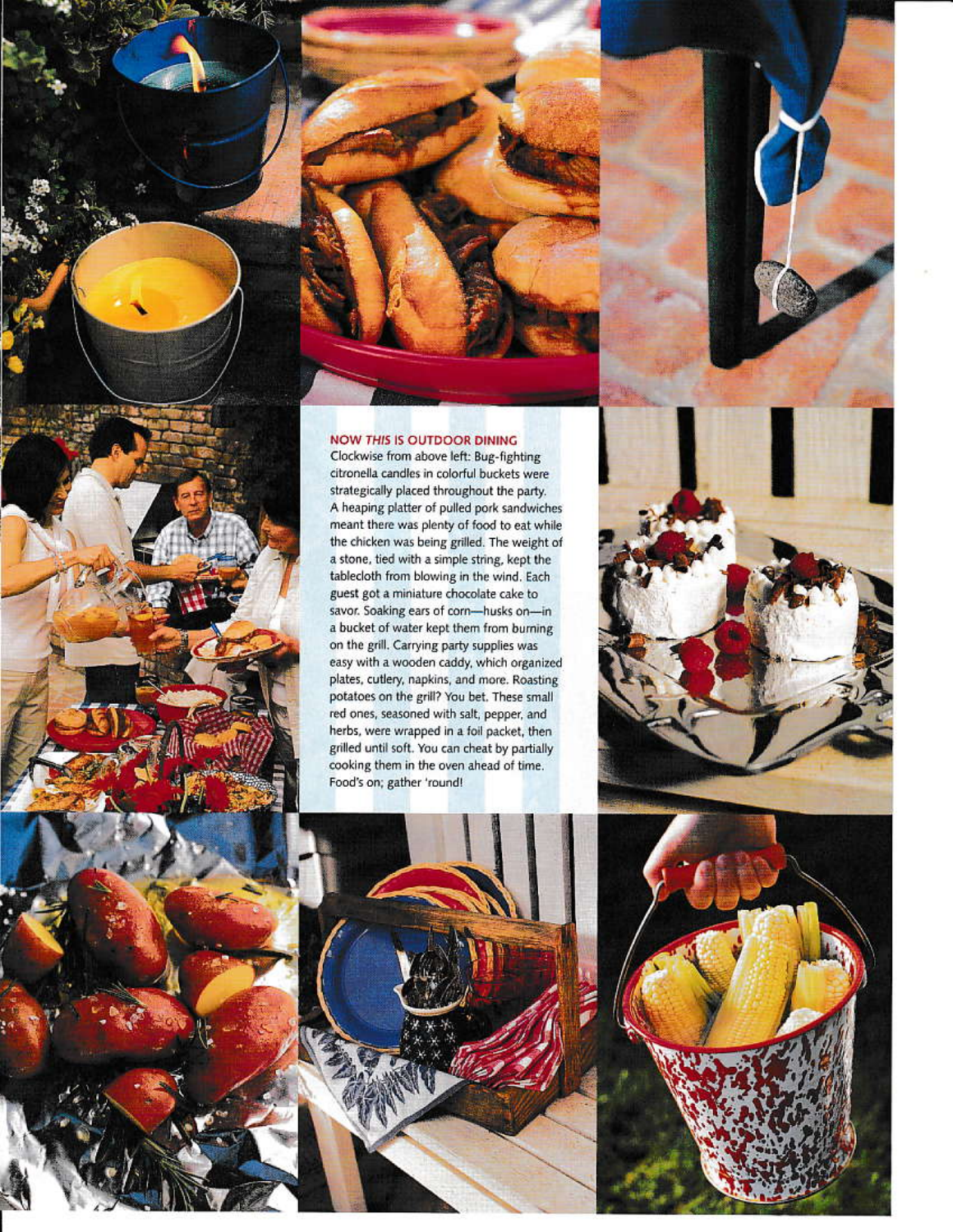## NOW *THIS* IS OUTDOOR DINING

Clockwise from above left: Bug-fighting citronella candles in colorful buckets were strategically placed throughout the party. A heaping platter of pulled pork sandwiches meant there was plenty of food to eat while the chicken was being grilled. The weight of a stone, tied with a simple string, kept the tablecloth from blowing in the wind. Each guest got a miniature chocolate cake to savor. Soaking ears of corn—husks on—in a bucket of water kept them from burning on the grill. Carrying party supplies was easy with a wooden caddy, which organized plates, cutlery, napkins, and more. Roasting potatoes on the grill? You bet. These small red ones, seasoned with salt, pepper, and herbs, were wrapped in a foil packet, then grilled until soft. You can cheat by partially cooking them in the oven ahead of time. Food's on; gather 'round!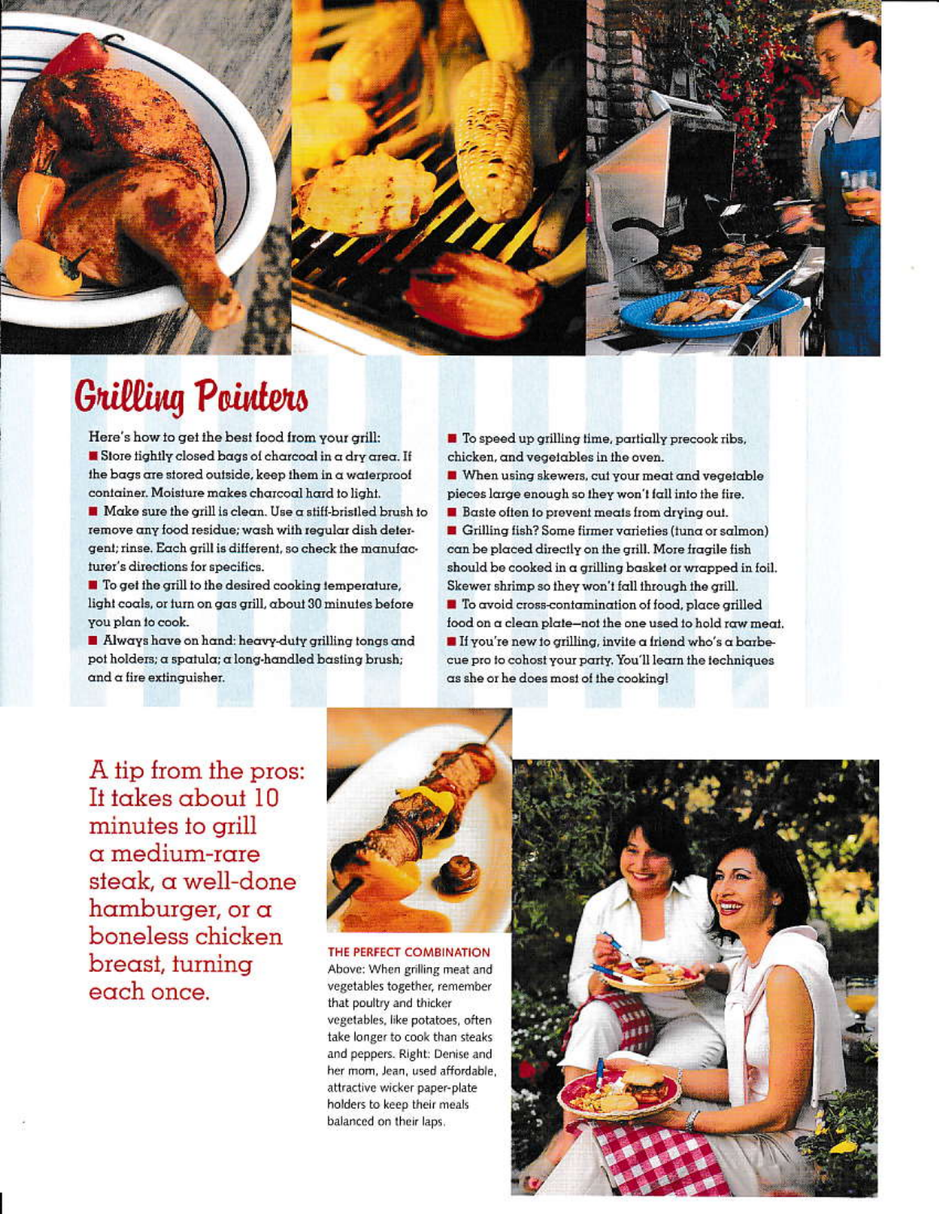# Grilling Pointers

Here's how to get the best food from your grill:

- Store tightly closed bags of charcoal in a dry area. If the bags are stored outside, keep them in a waterproof container. Moisture makes charcoal hard to light.
- Make sure the grill is clean. Use a stiff-bristled brush to remove any food residue; wash with regular dish detergent; rinse. Each grill is different, so check the manufacturer's directions for specifics.
- To get the grill to the desired cooking temperature, light coals, or turn on gas grill, about 30 minutes before you plan to cook.
- Always have on hand: heavy-duty grilling tongs and pot holders; a spatula; a long-handled basting brush; and a fire extinguisher.
- To speed up grilling time, partially precook ribs, chicken, and vegetables in the oven.
- When using skewers, cut your meat and vegetable pieces large enough so they won't fall into the fire.
- Baste often to prevent meats from drying out.
- Grilling fish? Some firmer varieties (tuna or salmon) can be placed directly on the grill. More fragile fish should be cooked in a grilling basket or wrapped in foil. Skewer shrimp so they won't fall through the grill.
- To avoid cross-contamination of food, place grilled food on a clean plate—not the one used to hold raw meat.
- If you're new to grilling, invite a friend who's a barbecue pro to cohost your party. You'll learn the techniques as she or he does most of the cooking!

A tip from the pros: It takes about 10 minutes to grill a medium-rare steak, a well-done hamburger, or a boneless chicken breast, turning each once.

**THE PERFECT COMBINATION**
Above: When grilling meat and vegetables together, remember that poultry and thicker vegetables, like potatoes, often take longer to cook than steaks and peppers. Right: Denise and her mom, Jean, used affordable, attractive wicker paper-plate holders to keep their meals balanced on their laps.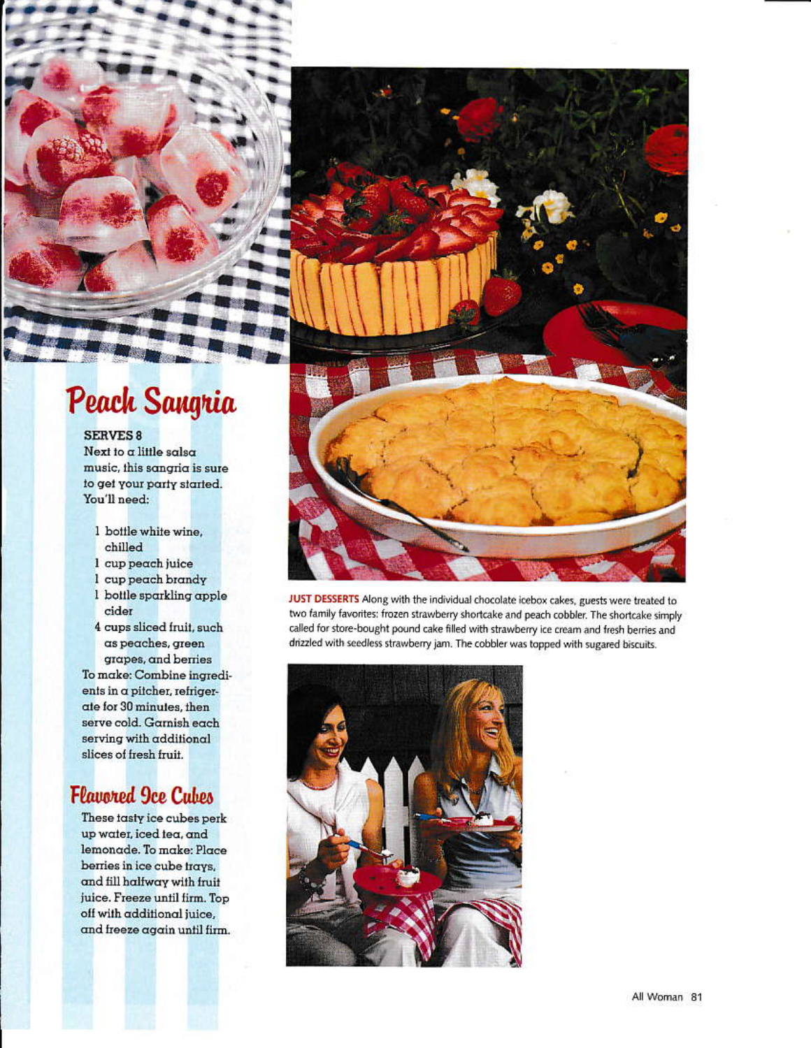## Peach Sangria

**SERVES 8**

Next to a little salsa music, this sangria is sure to get your party started. You'll need:

- 1 bottle white wine, chilled
- 1 cup peach juice
- 1 cup peach brandy
- 1 bottle sparkling apple cider
- 4 cups sliced fruit, such as peaches, green grapes, and berries

To make: Combine ingredients in a pitcher, refrigerate for 30 minutes, then serve cold. Garnish each serving with additional slices of fresh fruit.

## Flavored Ice Cubes

These tasty ice cubes perk up water, iced tea, and lemonade. To make: Place berries in ice cube trays, and fill halfway with fruit juice. Freeze until firm. Top off with additional juice, and freeze again until firm.

**JUST DESSERTS** Along with the individual chocolate icebox cakes, guests were treated to two family favorites: frozen strawberry shortcake and peach cobbler. The shortcake simply called for store-bought pound cake filled with strawberry ice cream and fresh berries and drizzled with seedless strawberry jam. The cobbler was topped with sugared biscuits.